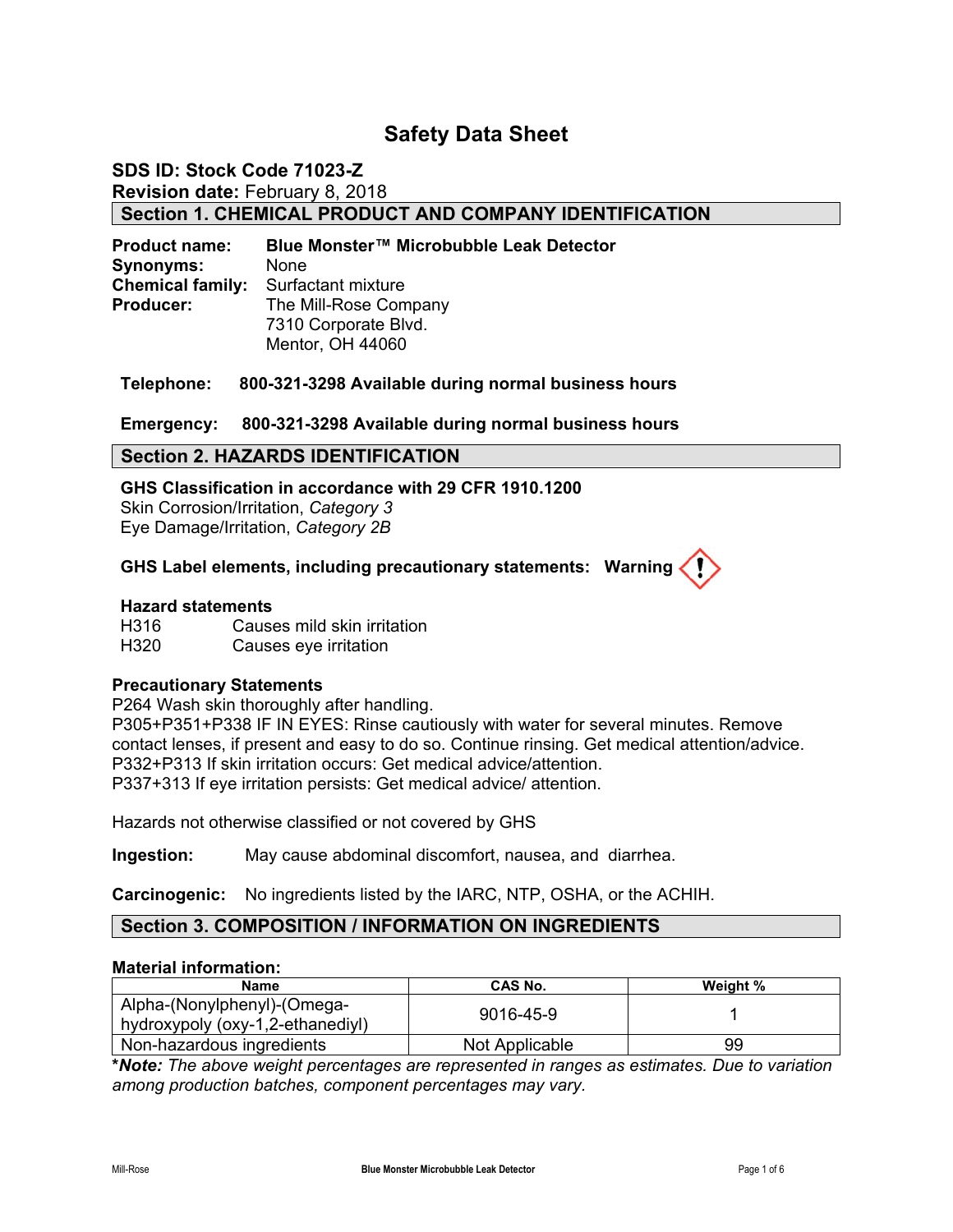# Safety Data Sheet

**SDS ID: Stock Code 71023-Z**
**Revision date:** February 8, 2018

## Section 1. CHEMICAL PRODUCT AND COMPANY IDENTIFICATION

**Product name:** **Blue Monster™ Microbubble Leak Detector**
**Synonyms:** None
**Chemical family:** Surfactant mixture
**Producer:** The Mill-Rose Company
7310 Corporate Blvd.
Mentor, OH 44060

**Telephone: 800-321-3298 Available during normal business hours**

**Emergency: 800-321-3298 Available during normal business hours**

## Section 2. HAZARDS IDENTIFICATION

**GHS Classification in accordance with 29 CFR 1910.1200**
Skin Corrosion/Irritation, *Category 3*
Eye Damage/Irritation, *Category 2B*

**GHS Label elements, including precautionary statements: Warning**

**Hazard statements**
H316 Causes mild skin irritation
H320 Causes eye irritation

**Precautionary Statements**
P264 Wash skin thoroughly after handling.
P305+P351+P338 IF IN EYES: Rinse cautiously with water for several minutes. Remove contact lenses, if present and easy to do so. Continue rinsing. Get medical attention/advice.
P332+P313 If skin irritation occurs: Get medical advice/attention.
P337+313 If eye irritation persists: Get medical advice/ attention.

Hazards not otherwise classified or not covered by GHS

**Ingestion:** May cause abdominal discomfort, nausea, and diarrhea.

**Carcinogenic:** No ingredients listed by the IARC, NTP, OSHA, or the ACHIH.

## Section 3. COMPOSITION / INFORMATION ON INGREDIENTS

**Material information:**

| Name | CAS No. | Weight % |
|---|---|---|
| Alpha-(Nonylphenyl)-(Omega-hydroxypoly (oxy-1,2-ethanediyl) | 9016-45-9 | 1 |
| Non-hazardous ingredients | Not Applicable | 99 |

**\*Note:*** *The above weight percentages are represented in ranges as estimates. Due to variation among production batches, component percentages may vary.*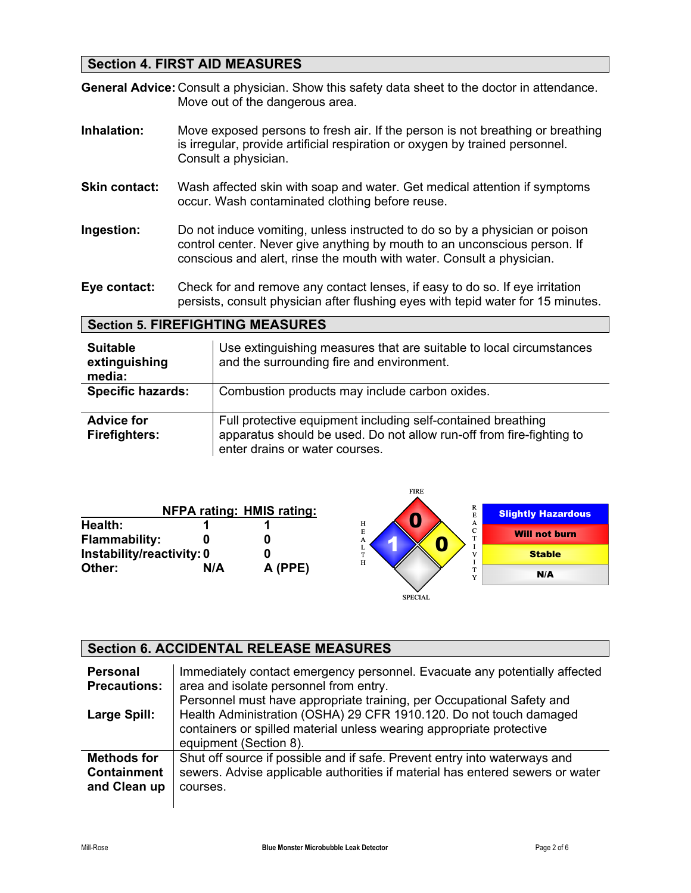## Section 4. FIRST AID MEASURES

**General Advice:** Consult a physician. Show this safety data sheet to the doctor in attendance. Move out of the dangerous area.

**Inhalation:** Move exposed persons to fresh air. If the person is not breathing or breathing is irregular, provide artificial respiration or oxygen by trained personnel. Consult a physician.

**Skin contact:** Wash affected skin with soap and water. Get medical attention if symptoms occur. Wash contaminated clothing before reuse.

**Ingestion:** Do not induce vomiting, unless instructed to do so by a physician or poison control center. Never give anything by mouth to an unconscious person. If conscious and alert, rinse the mouth with water. Consult a physician.

**Eye contact:** Check for and remove any contact lenses, if easy to do so. If eye irritation persists, consult physician after flushing eyes with tepid water for 15 minutes.

## Section 5. FIREFIGHTING MEASURES

| | |
|---|---|
| **Suitable extinguishing media:** | Use extinguishing measures that are suitable to local circumstances and the surrounding fire and environment. |
| **Specific hazards:** | Combustion products may include carbon oxides. |
| **Advice for Firefighters:** | Full protective equipment including self-contained breathing apparatus should be used. Do not allow run-off from fire-fighting to enter drains or water courses. |

| | NFPA rating: | HMIS rating: |
|---|---|---|
| **Health:** | 1 | 1 |
| **Flammability:** | 0 | 0 |
| **Instability/reactivity:** | 0 | 0 |
| **Other:** | N/A | A (PPE) |

FIRE 0 — HEALTH 1 — REACTIVITY 0 — SPECIAL

| |
|---|
| Slightly Hazardous |
| Will not burn |
| Stable |
| N/A |

## Section 6. ACCIDENTAL RELEASE MEASURES

| | |
|---|---|
| **Personal Precautions:** | Immediately contact emergency personnel. Evacuate any potentially affected area and isolate personnel from entry. |
| **Large Spill:** | Personnel must have appropriate training, per Occupational Safety and Health Administration (OSHA) 29 CFR 1910.120. Do not touch damaged containers or spilled material unless wearing appropriate protective equipment (Section 8). |
| **Methods for Containment and Clean up** | Shut off source if possible and if safe. Prevent entry into waterways and sewers. Advise applicable authorities if material has entered sewers or water courses. |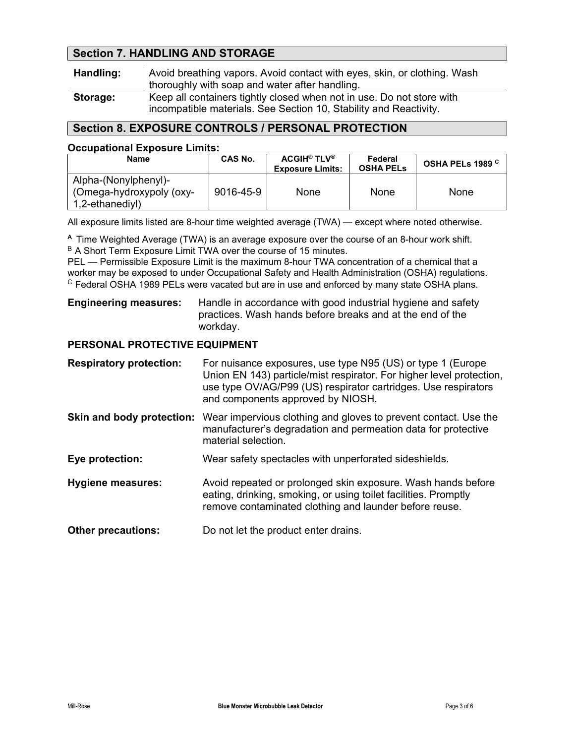## Section 7. HANDLING AND STORAGE

| | |
|---|---|
| **Handling:** | Avoid breathing vapors. Avoid contact with eyes, skin, or clothing. Wash thoroughly with soap and water after handling. |
| **Storage:** | Keep all containers tightly closed when not in use. Do not store with incompatible materials. See Section 10, Stability and Reactivity. |

## Section 8. EXPOSURE CONTROLS / PERSONAL PROTECTION

**Occupational Exposure Limits:**

| Name | CAS No. | ACGIH® TLV® Exposure Limits: | Federal OSHA PELs | OSHA PELs 1989 [C] |
|---|---|---|---|---|
| Alpha-(Nonylphenyl)-(Omega-hydroxypoly (oxy-1,2-ethanediyl) | 9016-45-9 | None | None | None |

All exposure limits listed are 8-hour time weighted average (TWA) — except where noted otherwise.

[A] Time Weighted Average (TWA) is an average exposure over the course of an 8-hour work shift.
[B] A Short Term Exposure Limit TWA over the course of 15 minutes.
PEL — Permissible Exposure Limit is the maximum 8-hour TWA concentration of a chemical that a worker may be exposed to under Occupational Safety and Health Administration (OSHA) regulations.
[C] Federal OSHA 1989 PELs were vacated but are in use and enforced by many state OSHA plans.

**Engineering measures:** Handle in accordance with good industrial hygiene and safety practices. Wash hands before breaks and at the end of the workday.

### PERSONAL PROTECTIVE EQUIPMENT

**Respiratory protection:** For nuisance exposures, use type N95 (US) or type 1 (Europe Union EN 143) particle/mist respirator. For higher level protection, use type OV/AG/P99 (US) respirator cartridges. Use respirators and components approved by NIOSH.

**Skin and body protection:** Wear impervious clothing and gloves to prevent contact. Use the manufacturer's degradation and permeation data for protective material selection.

**Eye protection:** Wear safety spectacles with unperforated sideshields.

**Hygiene measures:** Avoid repeated or prolonged skin exposure. Wash hands before eating, drinking, smoking, or using toilet facilities. Promptly remove contaminated clothing and launder before reuse.

**Other precautions:** Do not let the product enter drains.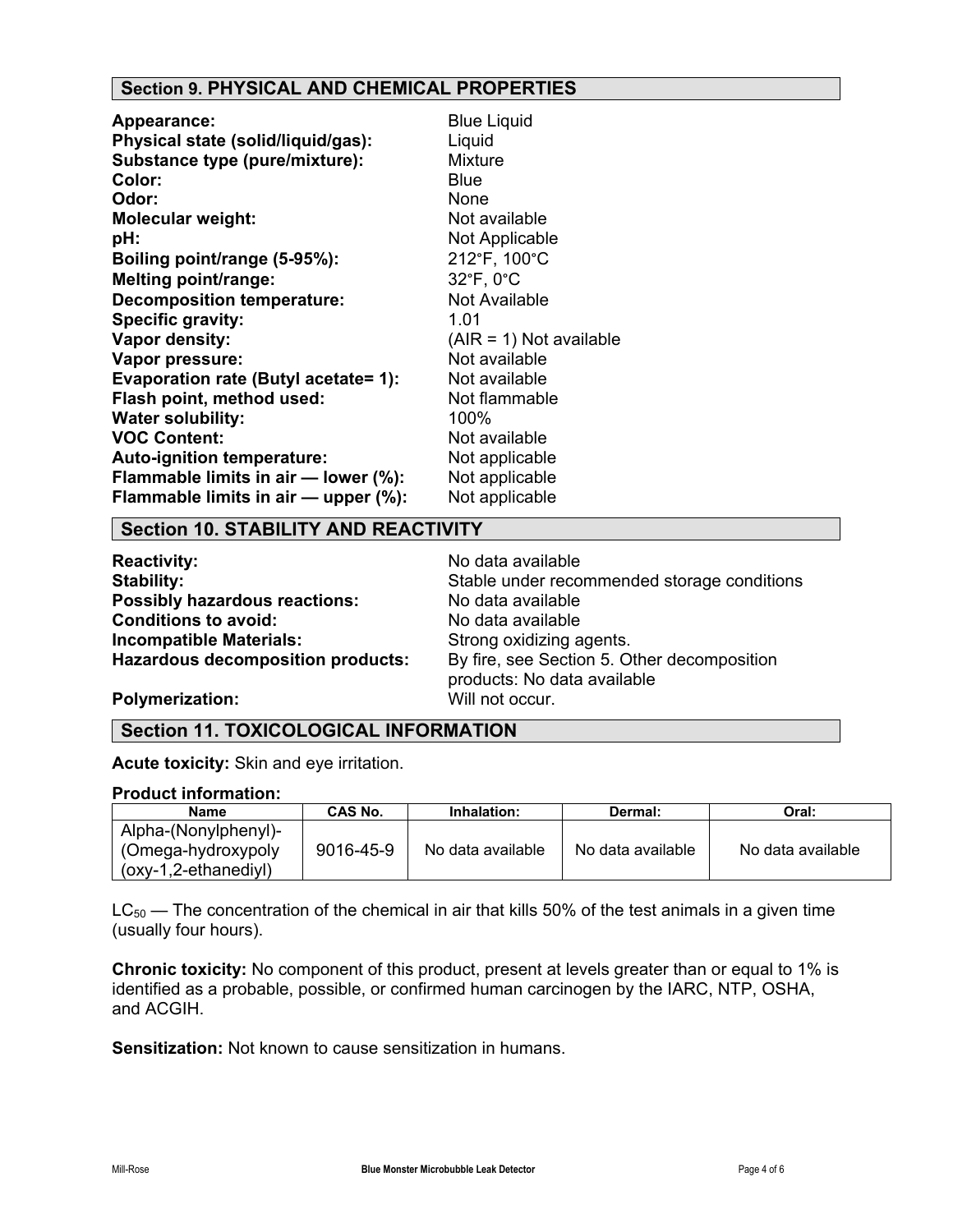## Section 9. PHYSICAL AND CHEMICAL PROPERTIES

**Appearance:** Blue Liquid
**Physical state (solid/liquid/gas):** Liquid
**Substance type (pure/mixture):** Mixture
**Color:** Blue
**Odor:** None
**Molecular weight:** Not available
**pH:** Not Applicable
**Boiling point/range (5-95%):** 212°F, 100°C
**Melting point/range:** 32°F, 0°C
**Decomposition temperature:** Not Available
**Specific gravity:** 1.01
**Vapor density:** (AIR = 1) Not available
**Vapor pressure:** Not available
**Evaporation rate (Butyl acetate= 1):** Not available
**Flash point, method used:** Not flammable
**Water solubility:** 100%
**VOC Content:** Not available
**Auto-ignition temperature:** Not applicable
**Flammable limits in air — lower (%):** Not applicable
**Flammable limits in air — upper (%):** Not applicable

## Section 10. STABILITY AND REACTIVITY

**Reactivity:** No data available
**Stability:** Stable under recommended storage conditions
**Possibly hazardous reactions:** No data available
**Conditions to avoid:** No data available
**Incompatible Materials:** Strong oxidizing agents.
**Hazardous decomposition products:** By fire, see Section 5. Other decomposition products: No data available
**Polymerization:** Will not occur.

## Section 11. TOXICOLOGICAL INFORMATION

**Acute toxicity:** Skin and eye irritation.

**Product information:**

| Name | CAS No. | Inhalation: | Dermal: | Oral: |
|---|---|---|---|---|
| Alpha-(Nonylphenyl)-(Omega-hydroxypoly (oxy-1,2-ethanediyl) | 9016-45-9 | No data available | No data available | No data available |

$LC_{50}$ — The concentration of the chemical in air that kills 50% of the test animals in a given time (usually four hours).

**Chronic toxicity:** No component of this product, present at levels greater than or equal to 1% is identified as a probable, possible, or confirmed human carcinogen by the IARC, NTP, OSHA, and ACGIH.

**Sensitization:** Not known to cause sensitization in humans.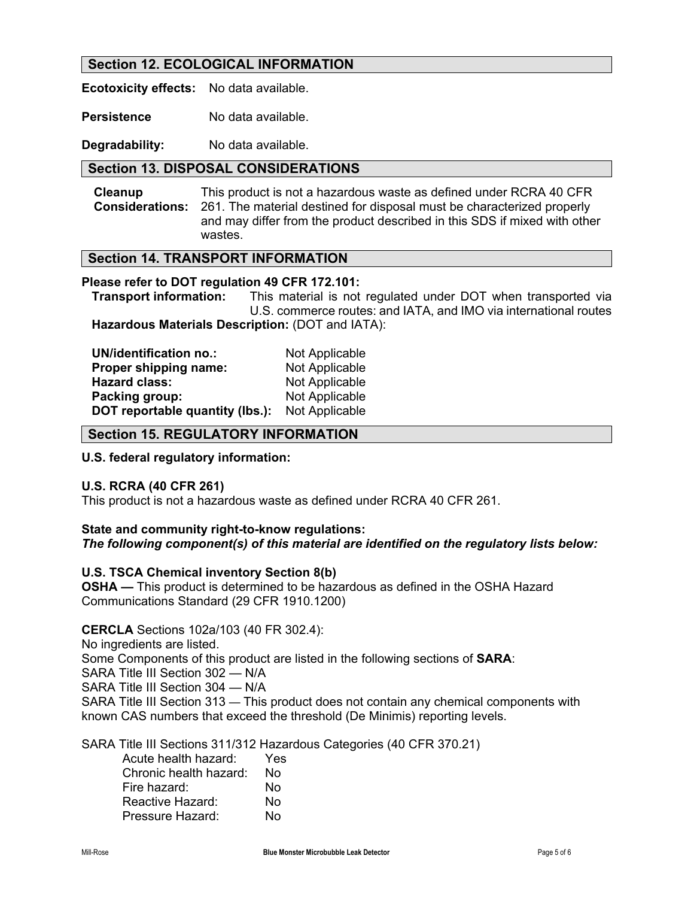## Section 12. ECOLOGICAL INFORMATION

**Ecotoxicity effects:** No data available.

**Persistence** No data available.

**Degradability:** No data available.

## Section 13. DISPOSAL CONSIDERATIONS

**Cleanup Considerations:** This product is not a hazardous waste as defined under RCRA 40 CFR 261. The material destined for disposal must be characterized properly and may differ from the product described in this SDS if mixed with other wastes.

## Section 14. TRANSPORT INFORMATION

**Please refer to DOT regulation 49 CFR 172.101:**

**Transport information:** This material is not regulated under DOT when transported via U.S. commerce routes: and IATA, and IMO via international routes

**Hazardous Materials Description:** (DOT and IATA):

| | |
|---|---|
| **UN/identification no.:** | Not Applicable |
| **Proper shipping name:** | Not Applicable |
| **Hazard class:** | Not Applicable |
| **Packing group:** | Not Applicable |
| **DOT reportable quantity (lbs.):** | Not Applicable |

## Section 15. REGULATORY INFORMATION

**U.S. federal regulatory information:**

**U.S. RCRA (40 CFR 261)**
This product is not a hazardous waste as defined under RCRA 40 CFR 261.

**State and community right-to-know regulations:**
***The following component(s) of this material are identified on the regulatory lists below:***

**U.S. TSCA Chemical inventory Section 8(b)**
**OSHA —** This product is determined to be hazardous as defined in the OSHA Hazard Communications Standard (29 CFR 1910.1200)

**CERCLA** Sections 102a/103 (40 FR 302.4):
No ingredients are listed.
Some Components of this product are listed in the following sections of **SARA**:
SARA Title III Section 302 — N/A
SARA Title III Section 304 — N/A
SARA Title III Section 313 — This product does not contain any chemical components with known CAS numbers that exceed the threshold (De Minimis) reporting levels.

SARA Title III Sections 311/312 Hazardous Categories (40 CFR 370.21)

| | |
|---|---|
| Acute health hazard: | Yes |
| Chronic health hazard: | No |
| Fire hazard: | No |
| Reactive Hazard: | No |
| Pressure Hazard: | No |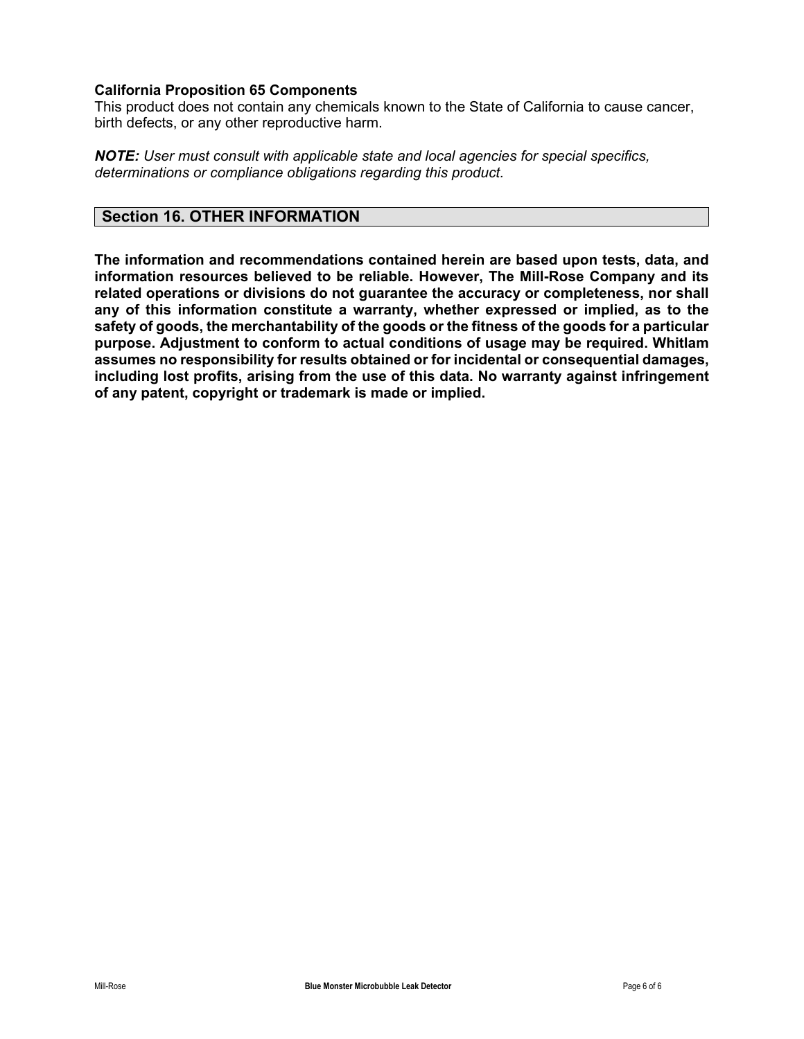**California Proposition 65 Components**

This product does not contain any chemicals known to the State of California to cause cancer, birth defects, or any other reproductive harm.

***NOTE:*** *User must consult with applicable state and local agencies for special specifics, determinations or compliance obligations regarding this product.*

## Section 16. OTHER INFORMATION

**The information and recommendations contained herein are based upon tests, data, and information resources believed to be reliable. However, The Mill-Rose Company and its related operations or divisions do not guarantee the accuracy or completeness, nor shall any of this information constitute a warranty, whether expressed or implied, as to the safety of goods, the merchantability of the goods or the fitness of the goods for a particular purpose. Adjustment to conform to actual conditions of usage may be required. Whitlam assumes no responsibility for results obtained or for incidental or consequential damages, including lost profits, arising from the use of this data. No warranty against infringement of any patent, copyright or trademark is made or implied.**